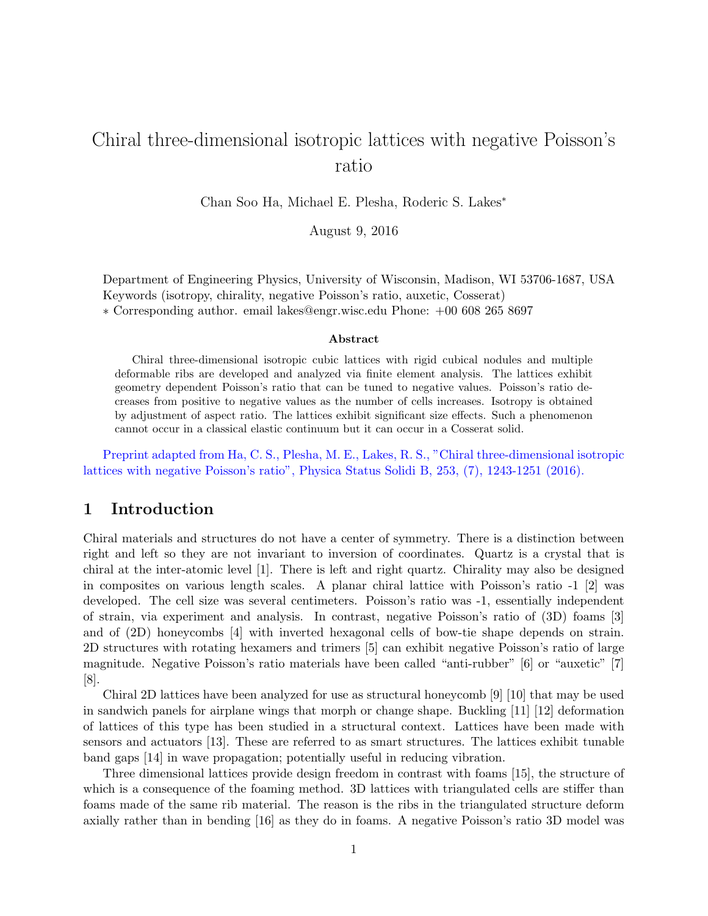# Chiral three-dimensional isotropic lattices with negative Poisson's ratio

Chan Soo Ha, Michael E. Plesha, Roderic S. Lakes*

August 9, 2016

Department of Engineering Physics, University of Wisconsin, Madison, WI 53706-1687, USA
Keywords (isotropy, chirality, negative Poisson's ratio, auxetic, Cosserat)
* Corresponding author. email lakes@engr.wisc.edu Phone: +00 608 265 8697

### Abstract

Chiral three-dimensional isotropic cubic lattices with rigid cubical nodules and multiple deformable ribs are developed and analyzed via finite element analysis. The lattices exhibit geometry dependent Poisson's ratio that can be tuned to negative values. Poisson's ratio decreases from positive to negative values as the number of cells increases. Isotropy is obtained by adjustment of aspect ratio. The lattices exhibit significant size effects. Such a phenomenon cannot occur in a classical elastic continuum but it can occur in a Cosserat solid.

Preprint adapted from Ha, C. S., Plesha, M. E., Lakes, R. S., "Chiral three-dimensional isotropic lattices with negative Poisson's ratio", Physica Status Solidi B, 253, (7), 1243-1251 (2016).

## 1 Introduction

Chiral materials and structures do not have a center of symmetry. There is a distinction between right and left so they are not invariant to inversion of coordinates. Quartz is a crystal that is chiral at the inter-atomic level [1]. There is left and right quartz. Chirality may also be designed in composites on various length scales. A planar chiral lattice with Poisson's ratio -1 [2] was developed. The cell size was several centimeters. Poisson's ratio was -1, essentially independent of strain, via experiment and analysis. In contrast, negative Poisson's ratio of (3D) foams [3] and of (2D) honeycombs [4] with inverted hexagonal cells of bow-tie shape depends on strain. 2D structures with rotating hexamers and trimers [5] can exhibit negative Poisson's ratio of large magnitude. Negative Poisson's ratio materials have been called "anti-rubber" [6] or "auxetic" [7] [8].

Chiral 2D lattices have been analyzed for use as structural honeycomb [9] [10] that may be used in sandwich panels for airplane wings that morph or change shape. Buckling [11] [12] deformation of lattices of this type has been studied in a structural context. Lattices have been made with sensors and actuators [13]. These are referred to as smart structures. The lattices exhibit tunable band gaps [14] in wave propagation; potentially useful in reducing vibration.

Three dimensional lattices provide design freedom in contrast with foams [15], the structure of which is a consequence of the foaming method. 3D lattices with triangulated cells are stiffer than foams made of the same rib material. The reason is the ribs in the triangulated structure deform axially rather than in bending [16] as they do in foams. A negative Poisson's ratio 3D model was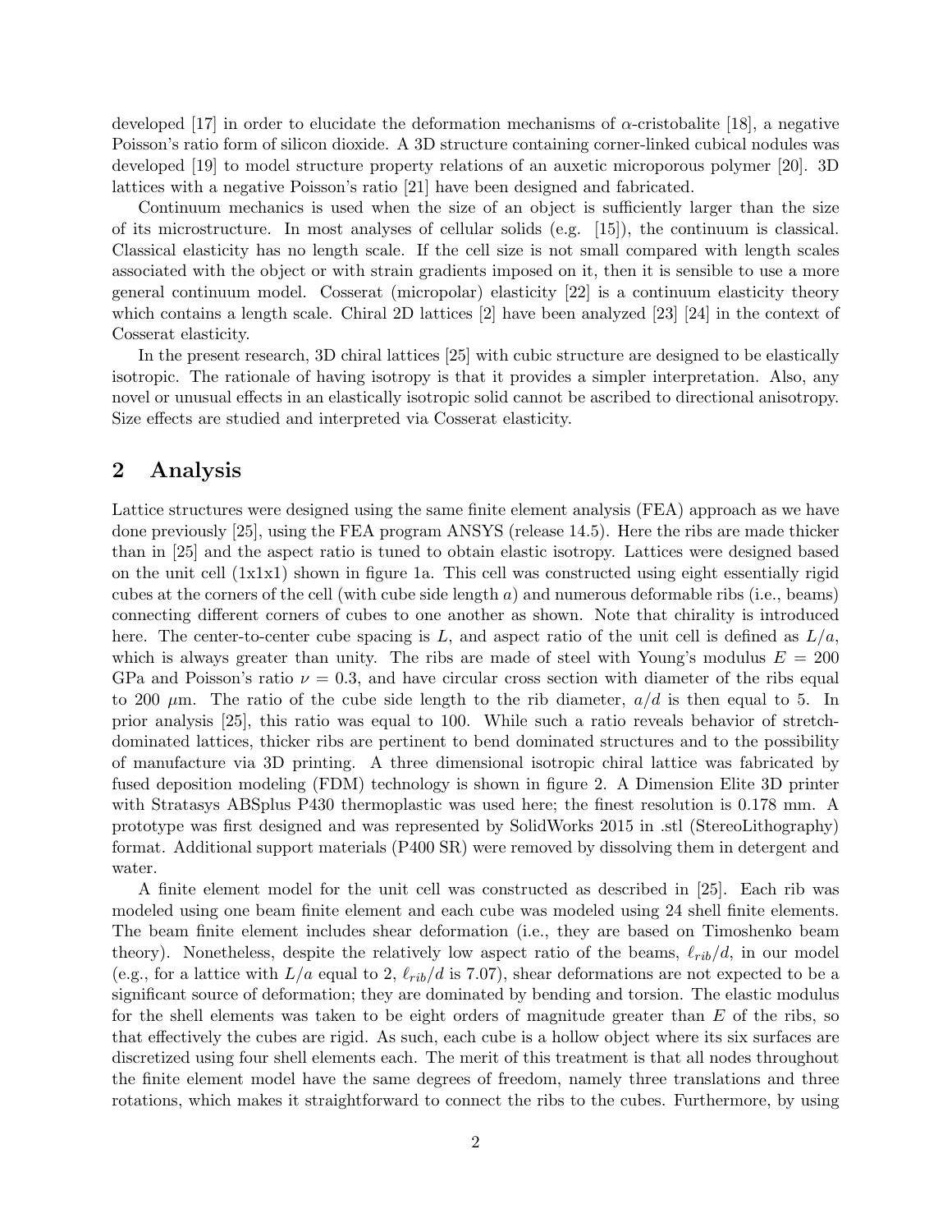developed [17] in order to elucidate the deformation mechanisms of $\alpha$-cristobalite [18], a negative Poisson's ratio form of silicon dioxide. A 3D structure containing corner-linked cubical nodules was developed [19] to model structure property relations of an auxetic microporous polymer [20]. 3D lattices with a negative Poisson's ratio [21] have been designed and fabricated.

Continuum mechanics is used when the size of an object is sufficiently larger than the size of its microstructure. In most analyses of cellular solids (e.g. [15]), the continuum is classical. Classical elasticity has no length scale. If the cell size is not small compared with length scales associated with the object or with strain gradients imposed on it, then it is sensible to use a more general continuum model. Cosserat (micropolar) elasticity [22] is a continuum elasticity theory which contains a length scale. Chiral 2D lattices [2] have been analyzed [23] [24] in the context of Cosserat elasticity.

In the present research, 3D chiral lattices [25] with cubic structure are designed to be elastically isotropic. The rationale of having isotropy is that it provides a simpler interpretation. Also, any novel or unusual effects in an elastically isotropic solid cannot be ascribed to directional anisotropy. Size effects are studied and interpreted via Cosserat elasticity.

## 2 Analysis

Lattice structures were designed using the same finite element analysis (FEA) approach as we have done previously [25], using the FEA program ANSYS (release 14.5). Here the ribs are made thicker than in [25] and the aspect ratio is tuned to obtain elastic isotropy. Lattices were designed based on the unit cell (1x1x1) shown in figure 1a. This cell was constructed using eight essentially rigid cubes at the corners of the cell (with cube side length $a$) and numerous deformable ribs (i.e., beams) connecting different corners of cubes to one another as shown. Note that chirality is introduced here. The center-to-center cube spacing is $L$, and aspect ratio of the unit cell is defined as $L/a$, which is always greater than unity. The ribs are made of steel with Young's modulus $E = 200$ GPa and Poisson's ratio $\nu = 0.3$, and have circular cross section with diameter of the ribs equal to 200 $\mu$m. The ratio of the cube side length to the rib diameter, $a/d$ is then equal to 5. In prior analysis [25], this ratio was equal to 100. While such a ratio reveals behavior of stretch-dominated lattices, thicker ribs are pertinent to bend dominated structures and to the possibility of manufacture via 3D printing. A three dimensional isotropic chiral lattice was fabricated by fused deposition modeling (FDM) technology is shown in figure 2. A Dimension Elite 3D printer with Stratasys ABSplus P430 thermoplastic was used here; the finest resolution is 0.178 mm. A prototype was first designed and was represented by SolidWorks 2015 in .stl (StereoLithography) format. Additional support materials (P400 SR) were removed by dissolving them in detergent and water.

A finite element model for the unit cell was constructed as described in [25]. Each rib was modeled using one beam finite element and each cube was modeled using 24 shell finite elements. The beam finite element includes shear deformation (i.e., they are based on Timoshenko beam theory). Nonetheless, despite the relatively low aspect ratio of the beams, $\ell_{rib}/d$, in our model (e.g., for a lattice with $L/a$ equal to 2, $\ell_{rib}/d$ is 7.07), shear deformations are not expected to be a significant source of deformation; they are dominated by bending and torsion. The elastic modulus for the shell elements was taken to be eight orders of magnitude greater than $E$ of the ribs, so that effectively the cubes are rigid. As such, each cube is a hollow object where its six surfaces are discretized using four shell elements each. The merit of this treatment is that all nodes throughout the finite element model have the same degrees of freedom, namely three translations and three rotations, which makes it straightforward to connect the ribs to the cubes. Furthermore, by using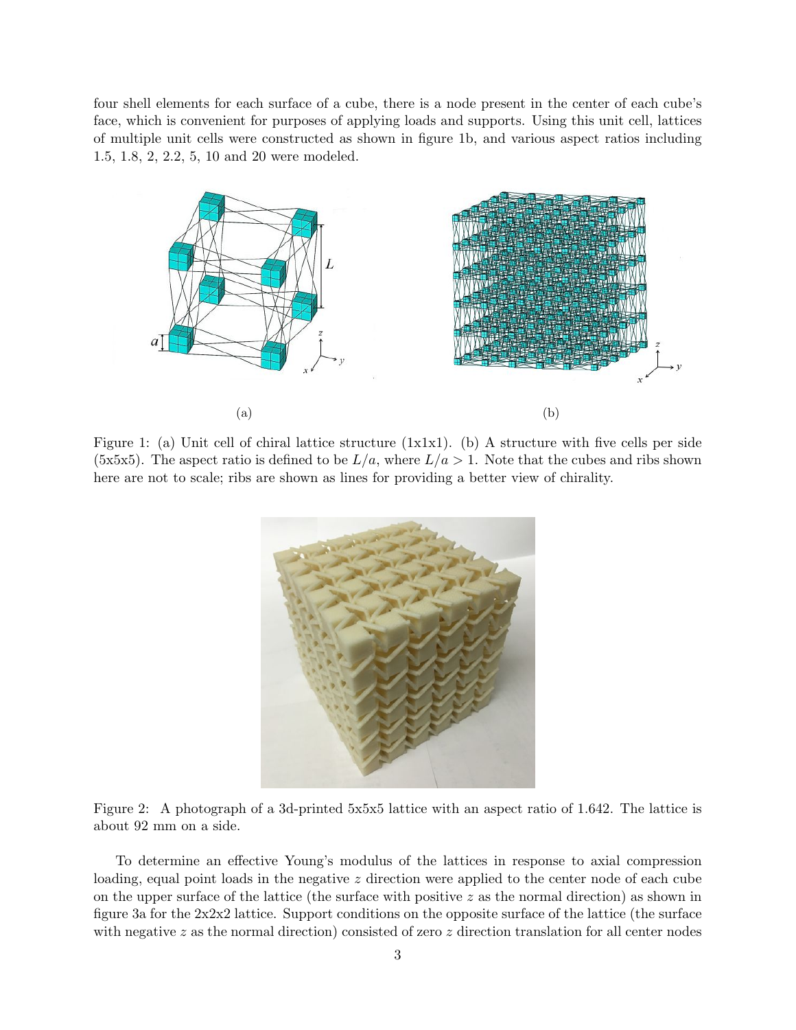four shell elements for each surface of a cube, there is a node present in the center of each cube's face, which is convenient for purposes of applying loads and supports. Using this unit cell, lattices of multiple unit cells were constructed as shown in figure 1b, and various aspect ratios including 1.5, 1.8, 2, 2.2, 5, 10 and 20 were modeled.

(a)

(b)

Figure 1: (a) Unit cell of chiral lattice structure (1x1x1). (b) A structure with five cells per side (5x5x5). The aspect ratio is defined to be $L/a$, where $L/a > 1$. Note that the cubes and ribs shown here are not to scale; ribs are shown as lines for providing a better view of chirality.

Figure 2: A photograph of a 3d-printed 5x5x5 lattice with an aspect ratio of 1.642. The lattice is about 92 mm on a side.

To determine an effective Young's modulus of the lattices in response to axial compression loading, equal point loads in the negative $z$ direction were applied to the center node of each cube on the upper surface of the lattice (the surface with positive $z$ as the normal direction) as shown in figure 3a for the 2x2x2 lattice. Support conditions on the opposite surface of the lattice (the surface with negative $z$ as the normal direction) consisted of zero $z$ direction translation for all center nodes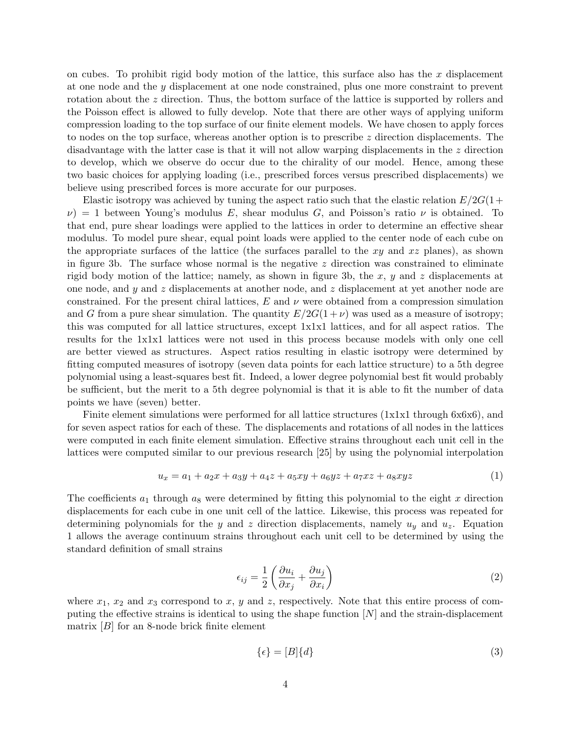on cubes. To prohibit rigid body motion of the lattice, this surface also has the $x$ displacement at one node and the $y$ displacement at one node constrained, plus one more constraint to prevent rotation about the $z$ direction. Thus, the bottom surface of the lattice is supported by rollers and the Poisson effect is allowed to fully develop. Note that there are other ways of applying uniform compression loading to the top surface of our finite element models. We have chosen to apply forces to nodes on the top surface, whereas another option is to prescribe $z$ direction displacements. The disadvantage with the latter case is that it will not allow warping displacements in the $z$ direction to develop, which we observe do occur due to the chirality of our model. Hence, among these two basic choices for applying loading (i.e., prescribed forces versus prescribed displacements) we believe using prescribed forces is more accurate for our purposes.

Elastic isotropy was achieved by tuning the aspect ratio such that the elastic relation $E/2G(1+\nu) = 1$ between Young's modulus $E$, shear modulus $G$, and Poisson's ratio $\nu$ is obtained. To that end, pure shear loadings were applied to the lattices in order to determine an effective shear modulus. To model pure shear, equal point loads were applied to the center node of each cube on the appropriate surfaces of the lattice (the surfaces parallel to the $xy$ and $xz$ planes), as shown in figure 3b. The surface whose normal is the negative $z$ direction was constrained to eliminate rigid body motion of the lattice; namely, as shown in figure 3b, the $x$, $y$ and $z$ displacements at one node, and $y$ and $z$ displacements at another node, and $z$ displacement at yet another node are constrained. For the present chiral lattices, $E$ and $\nu$ were obtained from a compression simulation and $G$ from a pure shear simulation. The quantity $E/2G(1+\nu)$ was used as a measure of isotropy; this was computed for all lattice structures, except 1x1x1 lattices, and for all aspect ratios. The results for the 1x1x1 lattices were not used in this process because models with only one cell are better viewed as structures. Aspect ratios resulting in elastic isotropy were determined by fitting computed measures of isotropy (seven data points for each lattice structure) to a 5th degree polynomial using a least-squares best fit. Indeed, a lower degree polynomial best fit would probably be sufficient, but the merit to a 5th degree polynomial is that it is able to fit the number of data points we have (seven) better.

Finite element simulations were performed for all lattice structures (1x1x1 through 6x6x6), and for seven aspect ratios for each of these. The displacements and rotations of all nodes in the lattices were computed in each finite element simulation. Effective strains throughout each unit cell in the lattices were computed similar to our previous research [25] by using the polynomial interpolation

$$u_x = a_1 + a_2 x + a_3 y + a_4 z + a_5 xy + a_6 yz + a_7 xz + a_8 xyz \tag{1}$$

The coefficients $a_1$ through $a_8$ were determined by fitting this polynomial to the eight $x$ direction displacements for each cube in one unit cell of the lattice. Likewise, this process was repeated for determining polynomials for the $y$ and $z$ direction displacements, namely $u_y$ and $u_z$. Equation 1 allows the average continuum strains throughout each unit cell to be determined by using the standard definition of small strains

$$\epsilon_{ij} = \frac{1}{2}\left(\frac{\partial u_i}{\partial x_j} + \frac{\partial u_j}{\partial x_i}\right) \tag{2}$$

where $x_1$, $x_2$ and $x_3$ correspond to $x$, $y$ and $z$, respectively. Note that this entire process of computing the effective strains is identical to using the shape function $[N]$ and the strain-displacement matrix $[B]$ for an 8-node brick finite element

$$\{\epsilon\} = [B]\{d\} \tag{3}$$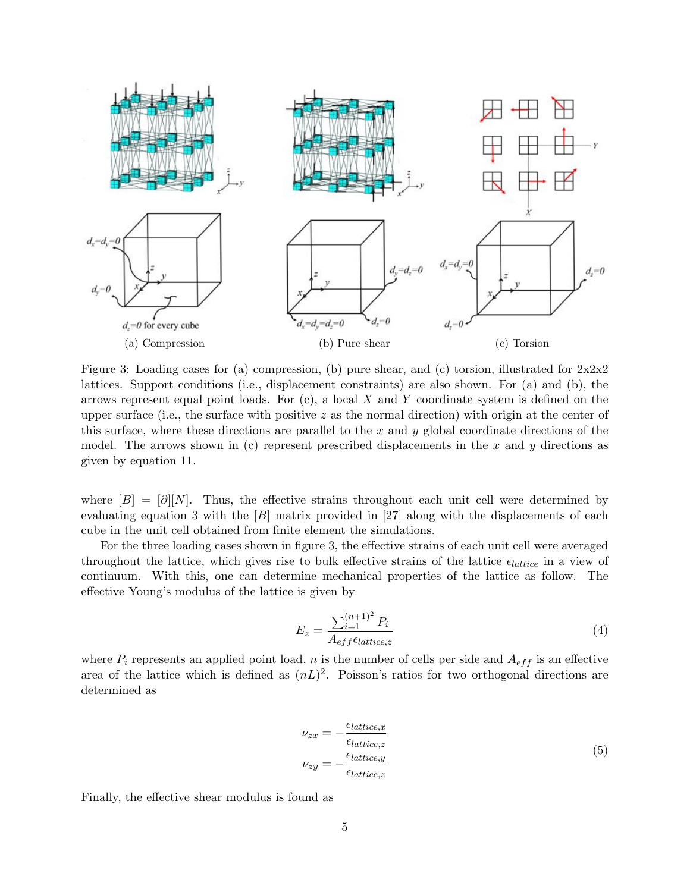(a) Compression (b) Pure shear (c) Torsion

Figure 3: Loading cases for (a) compression, (b) pure shear, and (c) torsion, illustrated for 2x2x2 lattices. Support conditions (i.e., displacement constraints) are also shown. For (a) and (b), the arrows represent equal point loads. For (c), a local $X$ and $Y$ coordinate system is defined on the upper surface (i.e., the surface with positive $z$ as the normal direction) with origin at the center of this surface, where these directions are parallel to the $x$ and $y$ global coordinate directions of the model. The arrows shown in (c) represent prescribed displacements in the $x$ and $y$ directions as given by equation 11.

where $[B] = [\partial][N]$. Thus, the effective strains throughout each unit cell were determined by evaluating equation 3 with the $[B]$ matrix provided in [27] along with the displacements of each cube in the unit cell obtained from finite element the simulations.

For the three loading cases shown in figure 3, the effective strains of each unit cell were averaged throughout the lattice, which gives rise to bulk effective strains of the lattice $\epsilon_{lattice}$ in a view of continuum. With this, one can determine mechanical properties of the lattice as follow. The effective Young's modulus of the lattice is given by

$$E_z = \frac{\sum_{i=1}^{(n+1)^2} P_i}{A_{eff}\epsilon_{lattice,z}} \tag{4}$$

where $P_i$ represents an applied point load, $n$ is the number of cells per side and $A_{eff}$ is an effective area of the lattice which is defined as $(nL)^2$. Poisson's ratios for two orthogonal directions are determined as

$$\begin{aligned} \nu_{zx} &= -\frac{\epsilon_{lattice,x}}{\epsilon_{lattice,z}} \\ \nu_{zy} &= -\frac{\epsilon_{lattice,y}}{\epsilon_{lattice,z}} \end{aligned} \tag{5}$$

Finally, the effective shear modulus is found as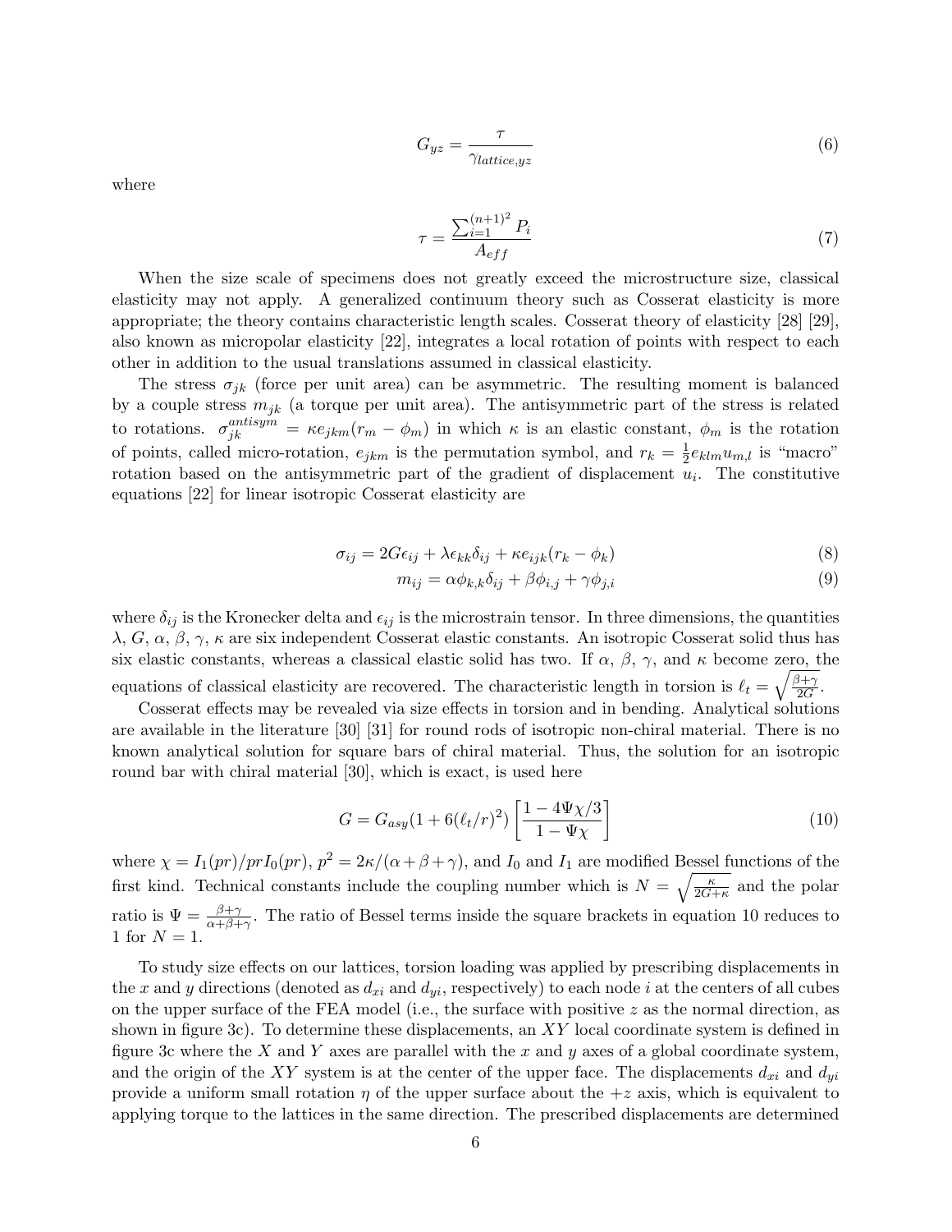$$G_{yz} = \frac{\tau}{\gamma_{lattice,yz}} \tag{6}$$

where

$$\tau = \frac{\sum_{i=1}^{(n+1)^2} P_i}{A_{eff}} \tag{7}$$

When the size scale of specimens does not greatly exceed the microstructure size, classical elasticity may not apply. A generalized continuum theory such as Cosserat elasticity is more appropriate; the theory contains characteristic length scales. Cosserat theory of elasticity [28] [29], also known as micropolar elasticity [22], integrates a local rotation of points with respect to each other in addition to the usual translations assumed in classical elasticity.

The stress $\sigma_{jk}$ (force per unit area) can be asymmetric. The resulting moment is balanced by a couple stress $m_{jk}$ (a torque per unit area). The antisymmetric part of the stress is related to rotations. $\sigma_{jk}^{antisym} = \kappa e_{jkm}(r_m - \phi_m)$ in which $\kappa$ is an elastic constant, $\phi_m$ is the rotation of points, called micro-rotation, $e_{jkm}$ is the permutation symbol, and $r_k = \frac{1}{2}e_{klm}u_{m,l}$ is "macro" rotation based on the antisymmetric part of the gradient of displacement $u_i$. The constitutive equations [22] for linear isotropic Cosserat elasticity are

$$\sigma_{ij} = 2G\epsilon_{ij} + \lambda\epsilon_{kk}\delta_{ij} + \kappa e_{ijk}(r_k - \phi_k) \tag{8}$$

$$m_{ij} = \alpha\phi_{k,k}\delta_{ij} + \beta\phi_{i,j} + \gamma\phi_{j,i} \tag{9}$$

where $\delta_{ij}$ is the Kronecker delta and $\epsilon_{ij}$ is the microstrain tensor. In three dimensions, the quantities $\lambda$, $G$, $\alpha$, $\beta$, $\gamma$, $\kappa$ are six independent Cosserat elastic constants. An isotropic Cosserat solid thus has six elastic constants, whereas a classical elastic solid has two. If $\alpha$, $\beta$, $\gamma$, and $\kappa$ become zero, the equations of classical elasticity are recovered. The characteristic length in torsion is $\ell_t = \sqrt{\frac{\beta+\gamma}{2G}}$.

Cosserat effects may be revealed via size effects in torsion and in bending. Analytical solutions are available in the literature [30] [31] for round rods of isotropic non-chiral material. There is no known analytical solution for square bars of chiral material. Thus, the solution for an isotropic round bar with chiral material [30], which is exact, is used here

$$G = G_{asy}(1 + 6(\ell_t/r)^2)\left[\frac{1 - 4\Psi\chi/3}{1 - \Psi\chi}\right] \tag{10}$$

where $\chi = I_1(pr)/prI_0(pr)$, $p^2 = 2\kappa/(\alpha+\beta+\gamma)$, and $I_0$ and $I_1$ are modified Bessel functions of the first kind. Technical constants include the coupling number which is $N = \sqrt{\frac{\kappa}{2G+\kappa}}$ and the polar ratio is $\Psi = \frac{\beta+\gamma}{\alpha+\beta+\gamma}$. The ratio of Bessel terms inside the square brackets in equation 10 reduces to 1 for $N = 1$.

To study size effects on our lattices, torsion loading was applied by prescribing displacements in the $x$ and $y$ directions (denoted as $d_{xi}$ and $d_{yi}$, respectively) to each node $i$ at the centers of all cubes on the upper surface of the FEA model (i.e., the surface with positive $z$ as the normal direction, as shown in figure 3c). To determine these displacements, an $XY$ local coordinate system is defined in figure 3c where the $X$ and $Y$ axes are parallel with the $x$ and $y$ axes of a global coordinate system, and the origin of the $XY$ system is at the center of the upper face. The displacements $d_{xi}$ and $d_{yi}$ provide a uniform small rotation $\eta$ of the upper surface about the $+z$ axis, which is equivalent to applying torque to the lattices in the same direction. The prescribed displacements are determined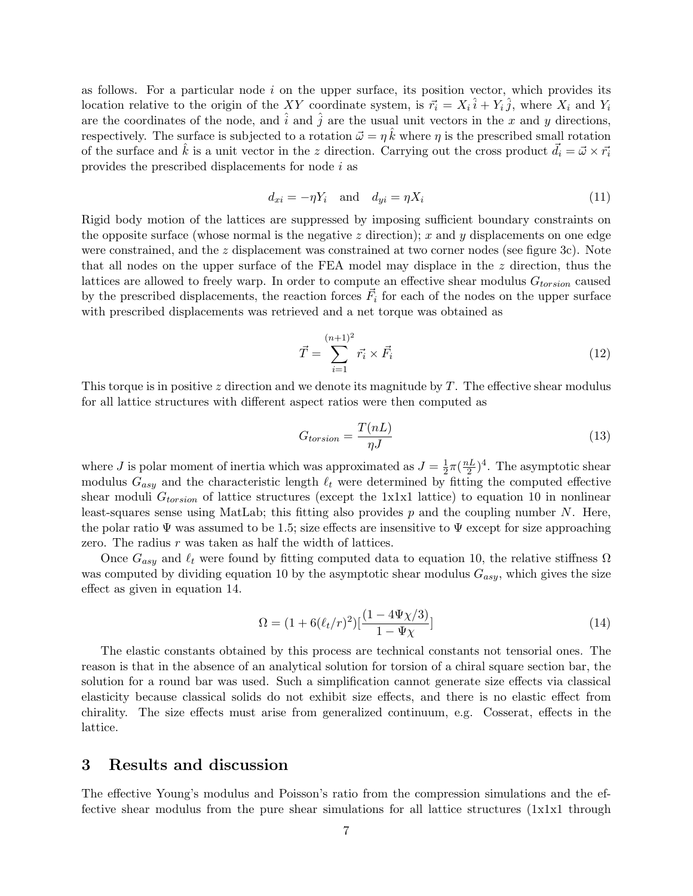as follows. For a particular node $i$ on the upper surface, its position vector, which provides its location relative to the origin of the $XY$ coordinate system, is $\vec{r_i} = X_i\,\hat{i} + Y_i\,\hat{j}$, where $X_i$ and $Y_i$ are the coordinates of the node, and $\hat{i}$ and $\hat{j}$ are the usual unit vectors in the $x$ and $y$ directions, respectively. The surface is subjected to a rotation $\vec{\omega} = \eta\,\hat{k}$ where $\eta$ is the prescribed small rotation of the surface and $\hat{k}$ is a unit vector in the $z$ direction. Carrying out the cross product $\vec{d_i} = \vec{\omega} \times \vec{r_i}$ provides the prescribed displacements for node $i$ as

$$d_{xi} = -\eta Y_i \quad \text{and} \quad d_{yi} = \eta X_i \tag{11}$$

Rigid body motion of the lattices are suppressed by imposing sufficient boundary constraints on the opposite surface (whose normal is the negative $z$ direction); $x$ and $y$ displacements on one edge were constrained, and the $z$ displacement was constrained at two corner nodes (see figure 3c). Note that all nodes on the upper surface of the FEA model may displace in the $z$ direction, thus the lattices are allowed to freely warp. In order to compute an effective shear modulus $G_{torsion}$ caused by the prescribed displacements, the reaction forces $\vec{F_i}$ for each of the nodes on the upper surface with prescribed displacements was retrieved and a net torque was obtained as

$$\vec{T} = \sum_{i=1}^{(n+1)^2} \vec{r_i} \times \vec{F_i} \tag{12}$$

This torque is in positive $z$ direction and we denote its magnitude by $T$. The effective shear modulus for all lattice structures with different aspect ratios were then computed as

$$G_{torsion} = \frac{T(nL)}{\eta J} \tag{13}$$

where $J$ is polar moment of inertia which was approximated as $J = \frac{1}{2}\pi(\frac{nL}{2})^4$. The asymptotic shear modulus $G_{asy}$ and the characteristic length $\ell_t$ were determined by fitting the computed effective shear moduli $G_{torsion}$ of lattice structures (except the 1x1x1 lattice) to equation 10 in nonlinear least-squares sense using MatLab; this fitting also provides $p$ and the coupling number $N$. Here, the polar ratio $\Psi$ was assumed to be 1.5; size effects are insensitive to $\Psi$ except for size approaching zero. The radius $r$ was taken as half the width of lattices.

Once $G_{asy}$ and $\ell_t$ were found by fitting computed data to equation 10, the relative stiffness $\Omega$ was computed by dividing equation 10 by the asymptotic shear modulus $G_{asy}$, which gives the size effect as given in equation 14.

$$\Omega = (1 + 6(\ell_t/r)^2)[\frac{(1 - 4\Psi\chi/3)}{1 - \Psi\chi}] \tag{14}$$

The elastic constants obtained by this process are technical constants not tensorial ones. The reason is that in the absence of an analytical solution for torsion of a chiral square section bar, the solution for a round bar was used. Such a simplification cannot generate size effects via classical elasticity because classical solids do not exhibit size effects, and there is no elastic effect from chirality. The size effects must arise from generalized continuum, e.g. Cosserat, effects in the lattice.

## 3 Results and discussion

The effective Young's modulus and Poisson's ratio from the compression simulations and the effective shear modulus from the pure shear simulations for all lattice structures (1x1x1 through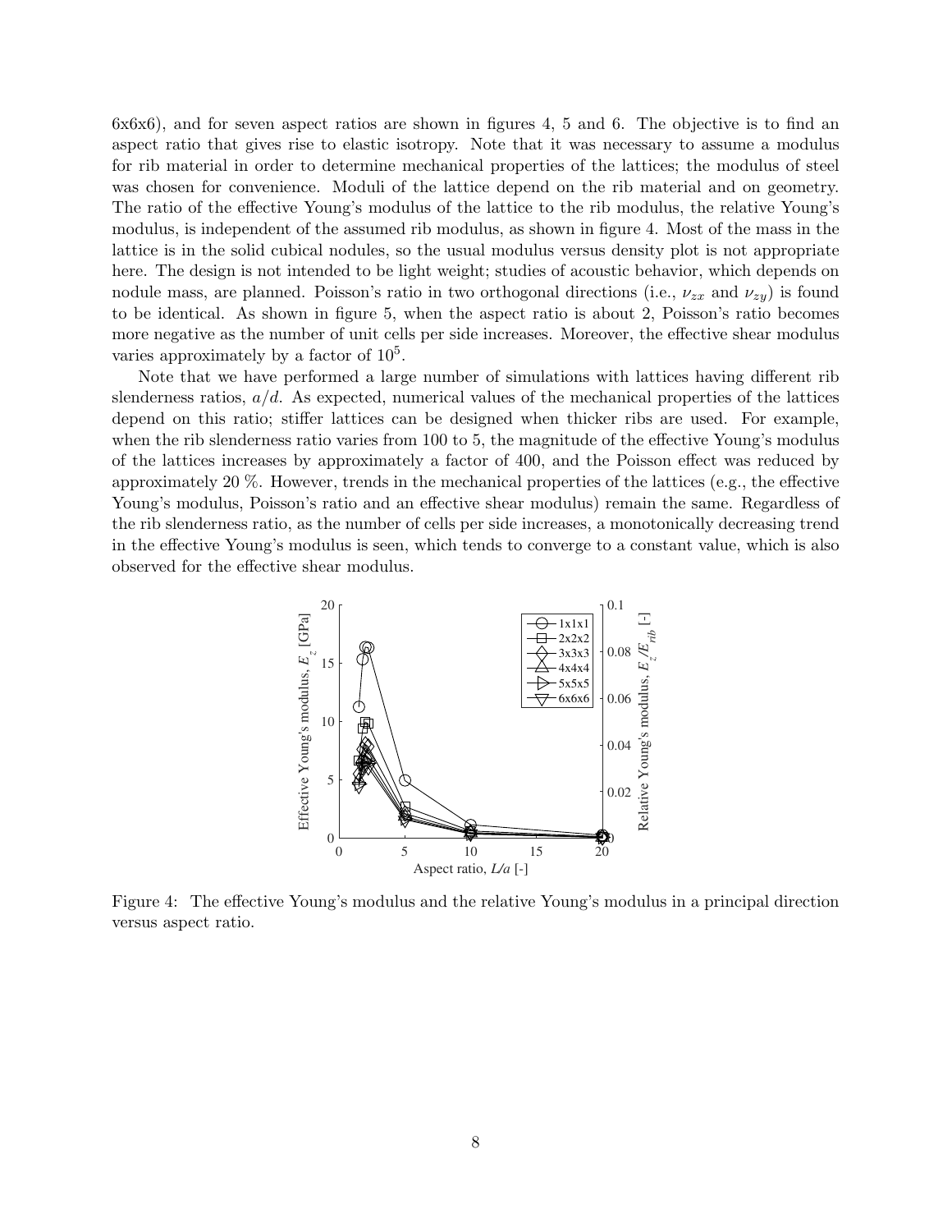6x6x6), and for seven aspect ratios are shown in figures 4, 5 and 6. The objective is to find an aspect ratio that gives rise to elastic isotropy. Note that it was necessary to assume a modulus for rib material in order to determine mechanical properties of the lattices; the modulus of steel was chosen for convenience. Moduli of the lattice depend on the rib material and on geometry. The ratio of the effective Young's modulus of the lattice to the rib modulus, the relative Young's modulus, is independent of the assumed rib modulus, as shown in figure 4. Most of the mass in the lattice is in the solid cubical nodules, so the usual modulus versus density plot is not appropriate here. The design is not intended to be light weight; studies of acoustic behavior, which depends on nodule mass, are planned. Poisson's ratio in two orthogonal directions (i.e., $\nu_{zx}$ and $\nu_{zy}$) is found to be identical. As shown in figure 5, when the aspect ratio is about 2, Poisson's ratio becomes more negative as the number of unit cells per side increases. Moreover, the effective shear modulus varies approximately by a factor of $10^5$.

Note that we have performed a large number of simulations with lattices having different rib slenderness ratios, $a/d$. As expected, numerical values of the mechanical properties of the lattices depend on this ratio; stiffer lattices can be designed when thicker ribs are used. For example, when the rib slenderness ratio varies from 100 to 5, the magnitude of the effective Young's modulus of the lattices increases by approximately a factor of 400, and the Poisson effect was reduced by approximately 20 %. However, trends in the mechanical properties of the lattices (e.g., the effective Young's modulus, Poisson's ratio and an effective shear modulus) remain the same. Regardless of the rib slenderness ratio, as the number of cells per side increases, a monotonically decreasing trend in the effective Young's modulus is seen, which tends to converge to a constant value, which is also observed for the effective shear modulus.

Figure 4: The effective Young's modulus and the relative Young's modulus in a principal direction versus aspect ratio.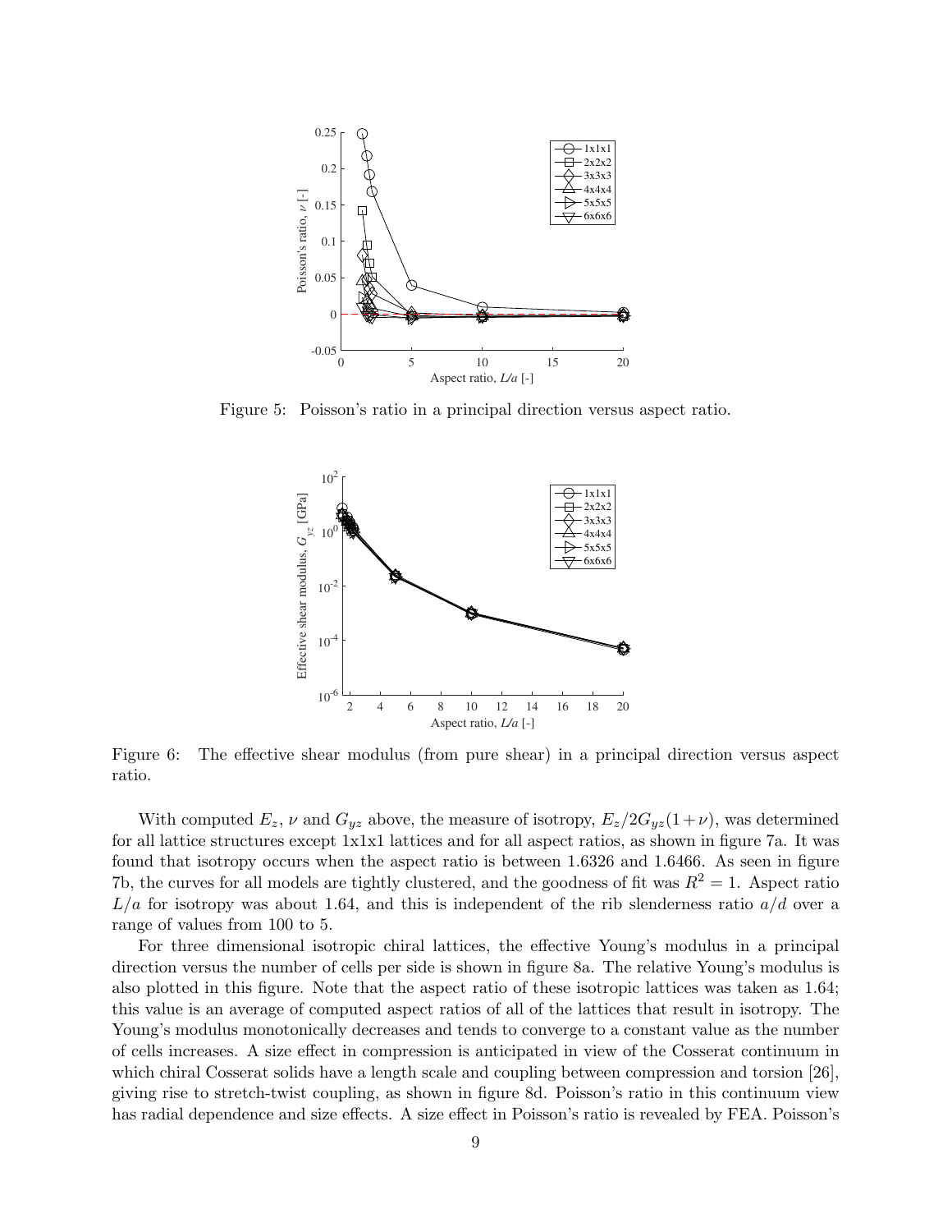Figure 5: Poisson's ratio in a principal direction versus aspect ratio.

Figure 6: The effective shear modulus (from pure shear) in a principal direction versus aspect ratio.

With computed $E_z$, $\nu$ and $G_{yz}$ above, the measure of isotropy, $E_z/2G_{yz}(1+\nu)$, was determined for all lattice structures except 1x1x1 lattices and for all aspect ratios, as shown in figure 7a. It was found that isotropy occurs when the aspect ratio is between 1.6326 and 1.6466. As seen in figure 7b, the curves for all models are tightly clustered, and the goodness of fit was $R^2 = 1$. Aspect ratio $L/a$ for isotropy was about 1.64, and this is independent of the rib slenderness ratio $a/d$ over a range of values from 100 to 5.

For three dimensional isotropic chiral lattices, the effective Young's modulus in a principal direction versus the number of cells per side is shown in figure 8a. The relative Young's modulus is also plotted in this figure. Note that the aspect ratio of these isotropic lattices was taken as 1.64; this value is an average of computed aspect ratios of all of the lattices that result in isotropy. The Young's modulus monotonically decreases and tends to converge to a constant value as the number of cells increases. A size effect in compression is anticipated in view of the Cosserat continuum in which chiral Cosserat solids have a length scale and coupling between compression and torsion [26], giving rise to stretch-twist coupling, as shown in figure 8d. Poisson's ratio in this continuum view has radial dependence and size effects. A size effect in Poisson's ratio is revealed by FEA. Poisson's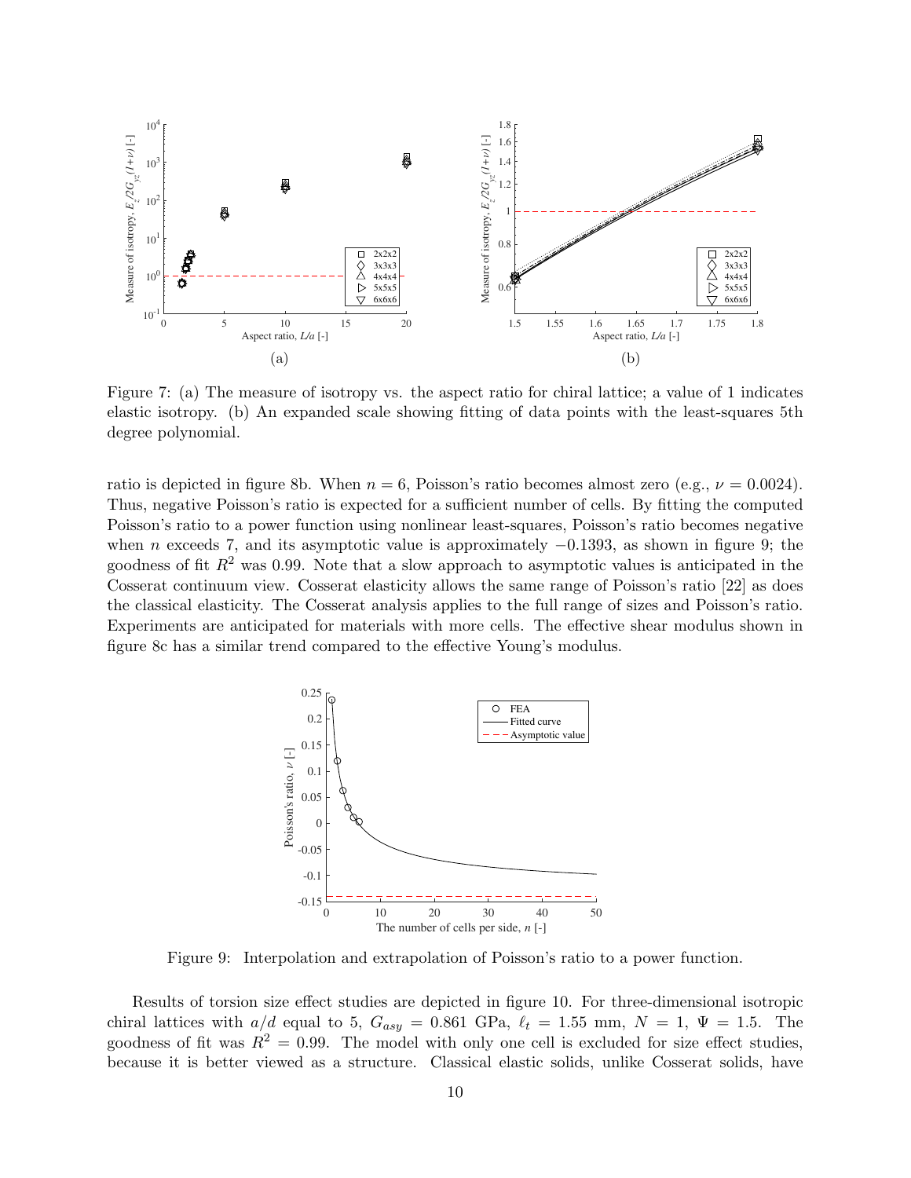Figure 7: (a) The measure of isotropy vs. the aspect ratio for chiral lattice; a value of 1 indicates elastic isotropy. (b) An expanded scale showing fitting of data points with the least-squares 5th degree polynomial.

ratio is depicted in figure 8b. When $n = 6$, Poisson's ratio becomes almost zero (e.g., $\nu = 0.0024$). Thus, negative Poisson's ratio is expected for a sufficient number of cells. By fitting the computed Poisson's ratio to a power function using nonlinear least-squares, Poisson's ratio becomes negative when $n$ exceeds 7, and its asymptotic value is approximately $-0.1393$, as shown in figure 9; the goodness of fit $R^2$ was 0.99. Note that a slow approach to asymptotic values is anticipated in the Cosserat continuum view. Cosserat elasticity allows the same range of Poisson's ratio [22] as does the classical elasticity. The Cosserat analysis applies to the full range of sizes and Poisson's ratio. Experiments are anticipated for materials with more cells. The effective shear modulus shown in figure 8c has a similar trend compared to the effective Young's modulus.

Figure 9: Interpolation and extrapolation of Poisson's ratio to a power function.

Results of torsion size effect studies are depicted in figure 10. For three-dimensional isotropic chiral lattices with $a/d$ equal to 5, $G_{asy} = 0.861$ GPa, $\ell_t = 1.55$ mm, $N = 1$, $\Psi = 1.5$. The goodness of fit was $R^2 = 0.99$. The model with only one cell is excluded for size effect studies, because it is better viewed as a structure. Classical elastic solids, unlike Cosserat solids, have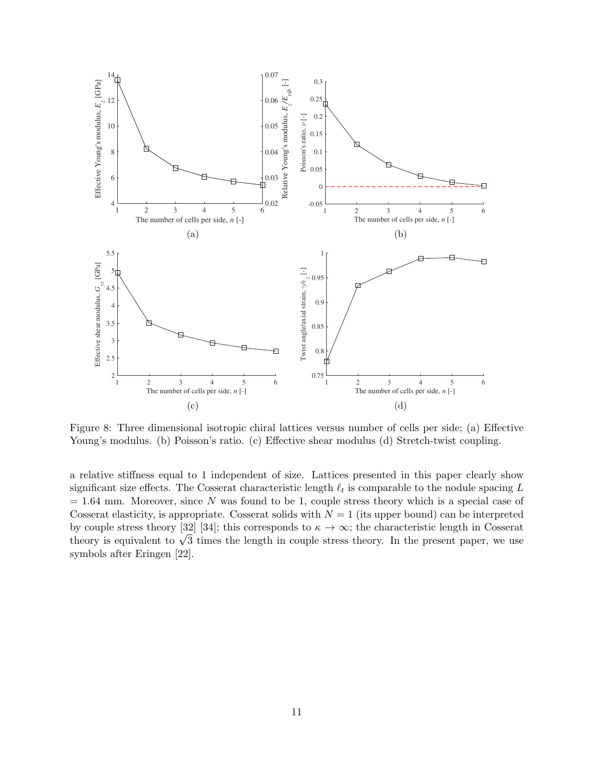Figure 8: Three dimensional isotropic chiral lattices versus number of cells per side; (a) Effective Young's modulus. (b) Poisson's ratio. (c) Effective shear modulus (d) Stretch-twist coupling.

a relative stiffness equal to 1 independent of size. Lattices presented in this paper clearly show significant size effects. The Cosserat characteristic length $\ell_t$ is comparable to the nodule spacing $L$ = 1.64 mm. Moreover, since $N$ was found to be 1, couple stress theory which is a special case of Cosserat elasticity, is appropriate. Cosserat solids with $N = 1$ (its upper bound) can be interpreted by couple stress theory [32] [34]; this corresponds to $\kappa \to \infty$; the characteristic length in Cosserat theory is equivalent to $\sqrt{3}$ times the length in couple stress theory. In the present paper, we use symbols after Eringen [22].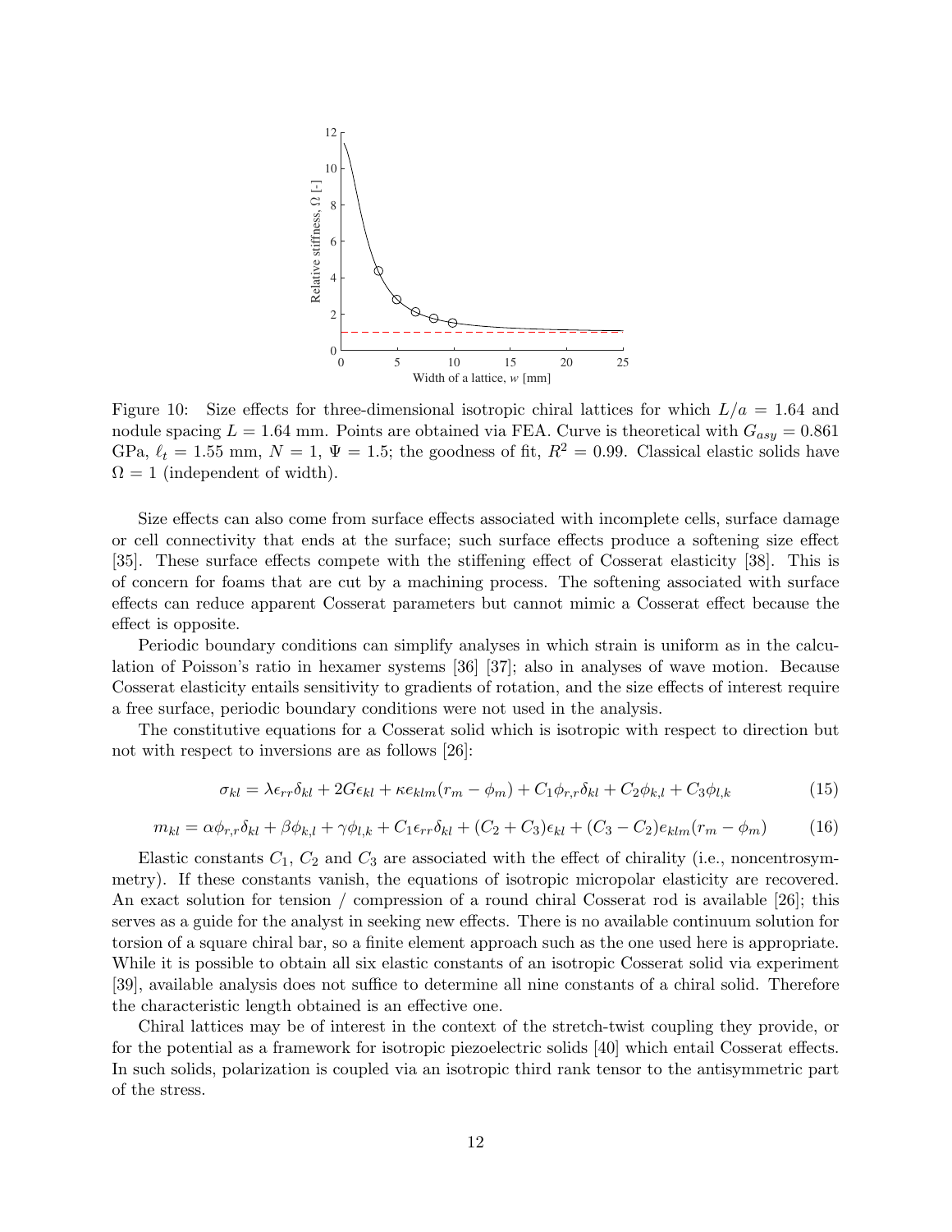Figure 10: Size effects for three-dimensional isotropic chiral lattices for which $L/a = 1.64$ and nodule spacing $L = 1.64$ mm. Points are obtained via FEA. Curve is theoretical with $G_{asy} = 0.861$ GPa, $\ell_t = 1.55$ mm, $N = 1$, $\Psi = 1.5$; the goodness of fit, $R^2 = 0.99$. Classical elastic solids have $\Omega = 1$ (independent of width).

Size effects can also come from surface effects associated with incomplete cells, surface damage or cell connectivity that ends at the surface; such surface effects produce a softening size effect [35]. These surface effects compete with the stiffening effect of Cosserat elasticity [38]. This is of concern for foams that are cut by a machining process. The softening associated with surface effects can reduce apparent Cosserat parameters but cannot mimic a Cosserat effect because the effect is opposite.

Periodic boundary conditions can simplify analyses in which strain is uniform as in the calculation of Poisson's ratio in hexamer systems [36] [37]; also in analyses of wave motion. Because Cosserat elasticity entails sensitivity to gradients of rotation, and the size effects of interest require a free surface, periodic boundary conditions were not used in the analysis.

The constitutive equations for a Cosserat solid which is isotropic with respect to direction but not with respect to inversions are as follows [26]:

$$\sigma_{kl} = \lambda \epsilon_{rr}\delta_{kl} + 2G\epsilon_{kl} + \kappa e_{klm}(r_m - \phi_m) + C_1\phi_{r,r}\delta_{kl} + C_2\phi_{k,l} + C_3\phi_{l,k} \tag{15}$$

$$m_{kl} = \alpha\phi_{r,r}\delta_{kl} + \beta\phi_{k,l} + \gamma\phi_{l,k} + C_1\epsilon_{rr}\delta_{kl} + (C_2 + C_3)\epsilon_{kl} + (C_3 - C_2)e_{klm}(r_m - \phi_m) \tag{16}$$

Elastic constants $C_1$, $C_2$ and $C_3$ are associated with the effect of chirality (i.e., noncentrosymmetry). If these constants vanish, the equations of isotropic micropolar elasticity are recovered. An exact solution for tension / compression of a round chiral Cosserat rod is available [26]; this serves as a guide for the analyst in seeking new effects. There is no available continuum solution for torsion of a square chiral bar, so a finite element approach such as the one used here is appropriate. While it is possible to obtain all six elastic constants of an isotropic Cosserat solid via experiment [39], available analysis does not suffice to determine all nine constants of a chiral solid. Therefore the characteristic length obtained is an effective one.

Chiral lattices may be of interest in the context of the stretch-twist coupling they provide, or for the potential as a framework for isotropic piezoelectric solids [40] which entail Cosserat effects. In such solids, polarization is coupled via an isotropic third rank tensor to the antisymmetric part of the stress.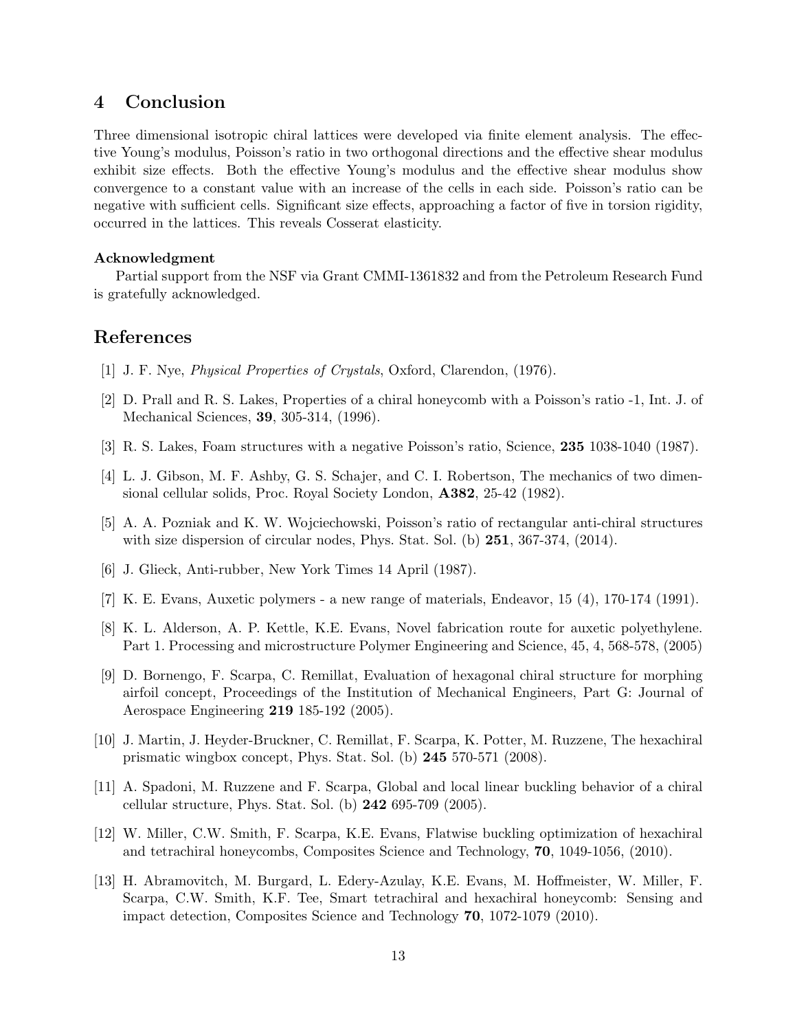## 4 Conclusion

Three dimensional isotropic chiral lattices were developed via finite element analysis. The effective Young's modulus, Poisson's ratio in two orthogonal directions and the effective shear modulus exhibit size effects. Both the effective Young's modulus and the effective shear modulus show convergence to a constant value with an increase of the cells in each side. Poisson's ratio can be negative with sufficient cells. Significant size effects, approaching a factor of five in torsion rigidity, occurred in the lattices. This reveals Cosserat elasticity.

**Acknowledgment**

Partial support from the NSF via Grant CMMI-1361832 and from the Petroleum Research Fund is gratefully acknowledged.

## References

[1] J. F. Nye, *Physical Properties of Crystals*, Oxford, Clarendon, (1976).

[2] D. Prall and R. S. Lakes, Properties of a chiral honeycomb with a Poisson's ratio -1, Int. J. of Mechanical Sciences, **39**, 305-314, (1996).

[3] R. S. Lakes, Foam structures with a negative Poisson's ratio, Science, **235** 1038-1040 (1987).

[4] L. J. Gibson, M. F. Ashby, G. S. Schajer, and C. I. Robertson, The mechanics of two dimensional cellular solids, Proc. Royal Society London, **A382**, 25-42 (1982).

[5] A. A. Pozniak and K. W. Wojciechowski, Poisson's ratio of rectangular anti-chiral structures with size dispersion of circular nodes, Phys. Stat. Sol. (b) **251**, 367-374, (2014).

[6] J. Glieck, Anti-rubber, New York Times 14 April (1987).

[7] K. E. Evans, Auxetic polymers - a new range of materials, Endeavor, 15 (4), 170-174 (1991).

[8] K. L. Alderson, A. P. Kettle, K.E. Evans, Novel fabrication route for auxetic polyethylene. Part 1. Processing and microstructure Polymer Engineering and Science, 45, 4, 568-578, (2005)

[9] D. Bornengo, F. Scarpa, C. Remillat, Evaluation of hexagonal chiral structure for morphing airfoil concept, Proceedings of the Institution of Mechanical Engineers, Part G: Journal of Aerospace Engineering **219** 185-192 (2005).

[10] J. Martin, J. Heyder-Bruckner, C. Remillat, F. Scarpa, K. Potter, M. Ruzzene, The hexachiral prismatic wingbox concept, Phys. Stat. Sol. (b) **245** 570-571 (2008).

[11] A. Spadoni, M. Ruzzene and F. Scarpa, Global and local linear buckling behavior of a chiral cellular structure, Phys. Stat. Sol. (b) **242** 695-709 (2005).

[12] W. Miller, C.W. Smith, F. Scarpa, K.E. Evans, Flatwise buckling optimization of hexachiral and tetrachiral honeycombs, Composites Science and Technology, **70**, 1049-1056, (2010).

[13] H. Abramovitch, M. Burgard, L. Edery-Azulay, K.E. Evans, M. Hoffmeister, W. Miller, F. Scarpa, C.W. Smith, K.F. Tee, Smart tetrachiral and hexachiral honeycomb: Sensing and impact detection, Composites Science and Technology **70**, 1072-1079 (2010).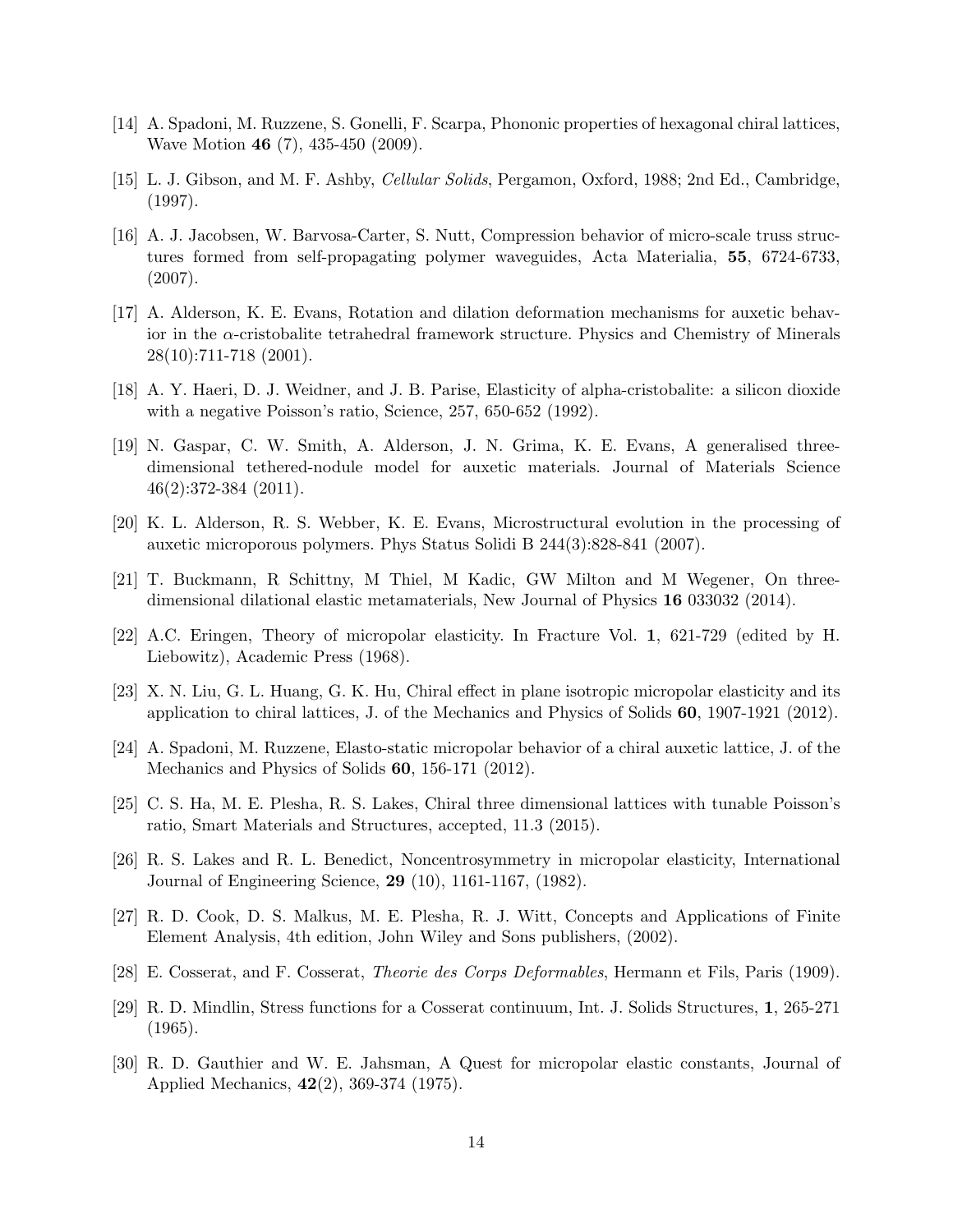[14] A. Spadoni, M. Ruzzene, S. Gonelli, F. Scarpa, Phononic properties of hexagonal chiral lattices, Wave Motion **46** (7), 435-450 (2009).

[15] L. J. Gibson, and M. F. Ashby, *Cellular Solids*, Pergamon, Oxford, 1988; 2nd Ed., Cambridge, (1997).

[16] A. J. Jacobsen, W. Barvosa-Carter, S. Nutt, Compression behavior of micro-scale truss structures formed from self-propagating polymer waveguides, Acta Materialia, **55**, 6724-6733, (2007).

[17] A. Alderson, K. E. Evans, Rotation and dilation deformation mechanisms for auxetic behavior in the $\alpha$-cristobalite tetrahedral framework structure. Physics and Chemistry of Minerals 28(10):711-718 (2001).

[18] A. Y. Haeri, D. J. Weidner, and J. B. Parise, Elasticity of alpha-cristobalite: a silicon dioxide with a negative Poisson's ratio, Science, 257, 650-652 (1992).

[19] N. Gaspar, C. W. Smith, A. Alderson, J. N. Grima, K. E. Evans, A generalised three-dimensional tethered-nodule model for auxetic materials. Journal of Materials Science 46(2):372-384 (2011).

[20] K. L. Alderson, R. S. Webber, K. E. Evans, Microstructural evolution in the processing of auxetic microporous polymers. Phys Status Solidi B 244(3):828-841 (2007).

[21] T. Buckmann, R Schittny, M Thiel, M Kadic, GW Milton and M Wegener, On three-dimensional dilational elastic metamaterials, New Journal of Physics **16** 033032 (2014).

[22] A.C. Eringen, Theory of micropolar elasticity. In Fracture Vol. **1**, 621-729 (edited by H. Liebowitz), Academic Press (1968).

[23] X. N. Liu, G. L. Huang, G. K. Hu, Chiral effect in plane isotropic micropolar elasticity and its application to chiral lattices, J. of the Mechanics and Physics of Solids **60**, 1907-1921 (2012).

[24] A. Spadoni, M. Ruzzene, Elasto-static micropolar behavior of a chiral auxetic lattice, J. of the Mechanics and Physics of Solids **60**, 156-171 (2012).

[25] C. S. Ha, M. E. Plesha, R. S. Lakes, Chiral three dimensional lattices with tunable Poisson's ratio, Smart Materials and Structures, accepted, 11.3 (2015).

[26] R. S. Lakes and R. L. Benedict, Noncentrosymmetry in micropolar elasticity, International Journal of Engineering Science, **29** (10), 1161-1167, (1982).

[27] R. D. Cook, D. S. Malkus, M. E. Plesha, R. J. Witt, Concepts and Applications of Finite Element Analysis, 4th edition, John Wiley and Sons publishers, (2002).

[28] E. Cosserat, and F. Cosserat, *Theorie des Corps Deformables*, Hermann et Fils, Paris (1909).

[29] R. D. Mindlin, Stress functions for a Cosserat continuum, Int. J. Solids Structures, **1**, 265-271 (1965).

[30] R. D. Gauthier and W. E. Jahsman, A Quest for micropolar elastic constants, Journal of Applied Mechanics, **42**(2), 369-374 (1975).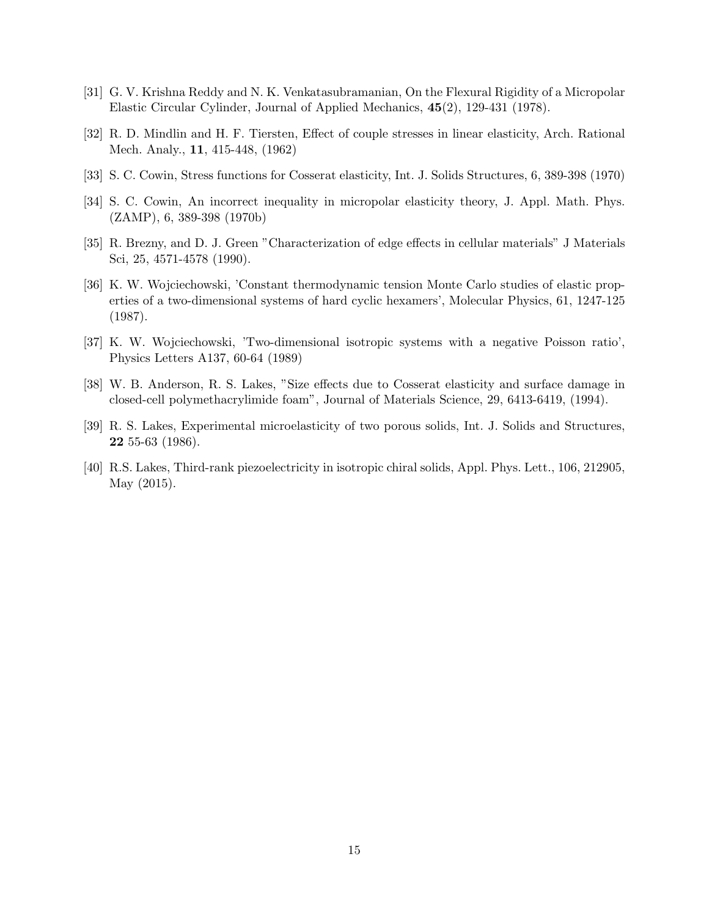[31] G. V. Krishna Reddy and N. K. Venkatasubramanian, On the Flexural Rigidity of a Micropolar Elastic Circular Cylinder, Journal of Applied Mechanics, **45**(2), 129-431 (1978).

[32] R. D. Mindlin and H. F. Tiersten, Effect of couple stresses in linear elasticity, Arch. Rational Mech. Analy., **11**, 415-448, (1962)

[33] S. C. Cowin, Stress functions for Cosserat elasticity, Int. J. Solids Structures, 6, 389-398 (1970)

[34] S. C. Cowin, An incorrect inequality in micropolar elasticity theory, J. Appl. Math. Phys. (ZAMP), 6, 389-398 (1970b)

[35] R. Brezny, and D. J. Green "Characterization of edge effects in cellular materials" J Materials Sci, 25, 4571-4578 (1990).

[36] K. W. Wojciechowski, 'Constant thermodynamic tension Monte Carlo studies of elastic properties of a two-dimensional systems of hard cyclic hexamers', Molecular Physics, 61, 1247-125 (1987).

[37] K. W. Wojciechowski, 'Two-dimensional isotropic systems with a negative Poisson ratio', Physics Letters A137, 60-64 (1989)

[38] W. B. Anderson, R. S. Lakes, "Size effects due to Cosserat elasticity and surface damage in closed-cell polymethacrylimide foam", Journal of Materials Science, 29, 6413-6419, (1994).

[39] R. S. Lakes, Experimental microelasticity of two porous solids, Int. J. Solids and Structures, **22** 55-63 (1986).

[40] R.S. Lakes, Third-rank piezoelectricity in isotropic chiral solids, Appl. Phys. Lett., 106, 212905, May (2015).